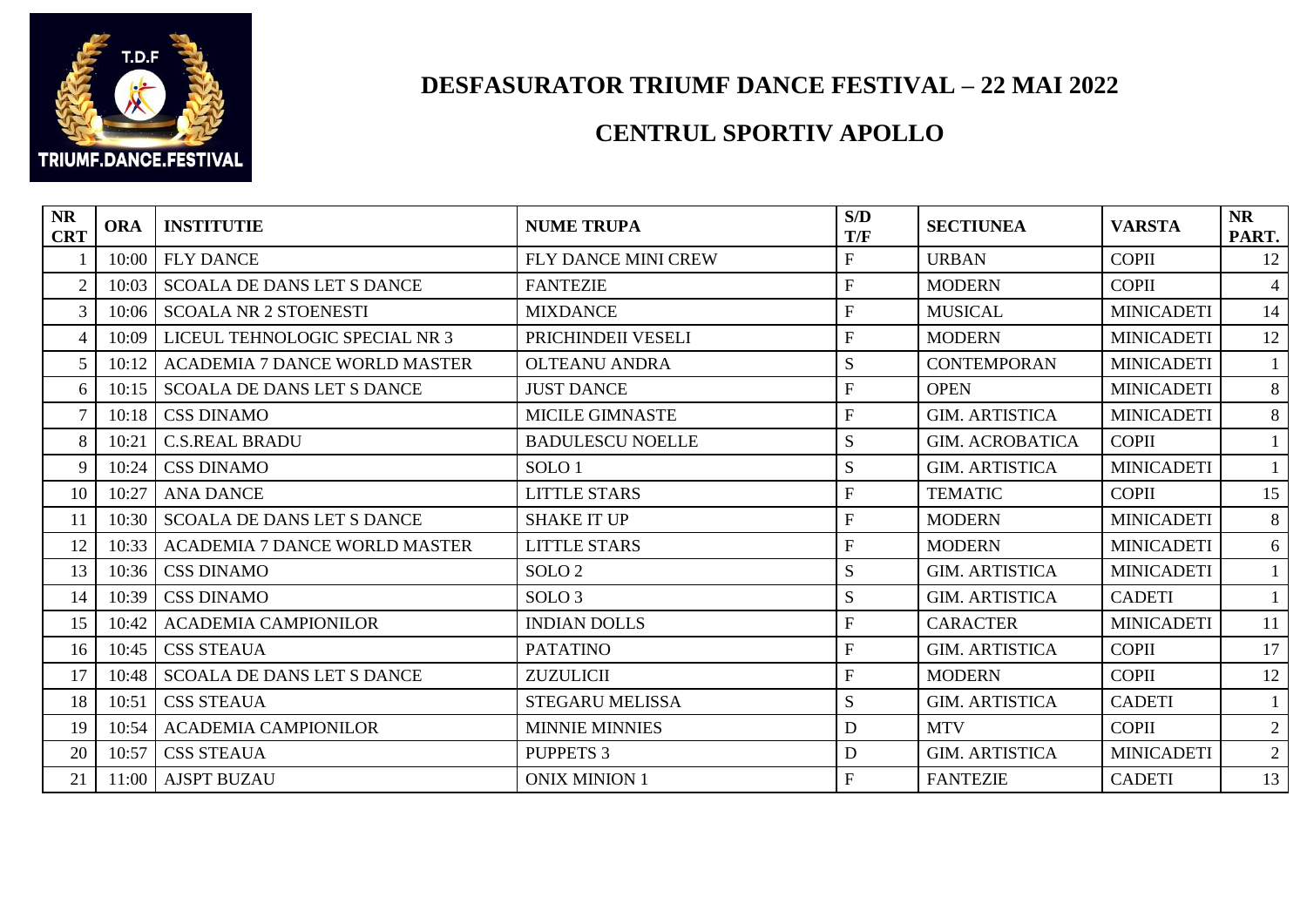# DESFASURATOR TRIUMF DANCE FESTIVAL – 22 MAI 2022

## CENTRUL SPORTIV APOLLO

| NR CRT | ORA | INSTITUTIE | NUME TRUPA | S/D T/F | SECTIUNEA | VARSTA | NR PART. |
|---|---|---|---|---|---|---|---|
| 1 | 10:00 | FLY DANCE | FLY DANCE MINI CREW | F | URBAN | COPII | 12 |
| 2 | 10:03 | SCOALA DE DANS LET S DANCE | FANTEZIE | F | MODERN | COPII | 4 |
| 3 | 10:06 | SCOALA NR 2 STOENESTI | MIXDANCE | F | MUSICAL | MINICADETI | 14 |
| 4 | 10:09 | LICEUL TEHNOLOGIC SPECIAL NR 3 | PRICHINDEII VESELI | F | MODERN | MINICADETI | 12 |
| 5 | 10:12 | ACADEMIA 7 DANCE WORLD MASTER | OLTEANU ANDRA | S | CONTEMPORAN | MINICADETI | 1 |
| 6 | 10:15 | SCOALA DE DANS LET S DANCE | JUST DANCE | F | OPEN | MINICADETI | 8 |
| 7 | 10:18 | CSS DINAMO | MICILE GIMNASTE | F | GIM. ARTISTICA | MINICADETI | 8 |
| 8 | 10:21 | C.S.REAL BRADU | BADULESCU NOELLE | S | GIM. ACROBATICA | COPII | 1 |
| 9 | 10:24 | CSS DINAMO | SOLO 1 | S | GIM. ARTISTICA | MINICADETI | 1 |
| 10 | 10:27 | ANA DANCE | LITTLE STARS | F | TEMATIC | COPII | 15 |
| 11 | 10:30 | SCOALA DE DANS LET S DANCE | SHAKE IT UP | F | MODERN | MINICADETI | 8 |
| 12 | 10:33 | ACADEMIA 7 DANCE WORLD MASTER | LITTLE STARS | F | MODERN | MINICADETI | 6 |
| 13 | 10:36 | CSS DINAMO | SOLO 2 | S | GIM. ARTISTICA | MINICADETI | 1 |
| 14 | 10:39 | CSS DINAMO | SOLO 3 | S | GIM. ARTISTICA | CADETI | 1 |
| 15 | 10:42 | ACADEMIA CAMPIONILOR | INDIAN DOLLS | F | CARACTER | MINICADETI | 11 |
| 16 | 10:45 | CSS STEAUA | PATATINO | F | GIM. ARTISTICA | COPII | 17 |
| 17 | 10:48 | SCOALA DE DANS LET S DANCE | ZUZULICII | F | MODERN | COPII | 12 |
| 18 | 10:51 | CSS STEAUA | STEGARU MELISSA | S | GIM. ARTISTICA | CADETI | 1 |
| 19 | 10:54 | ACADEMIA CAMPIONILOR | MINNIE MINNIES | D | MTV | COPII | 2 |
| 20 | 10:57 | CSS STEAUA | PUPPETS 3 | D | GIM. ARTISTICA | MINICADETI | 2 |
| 21 | 11:00 | AJSPT BUZAU | ONIX MINION 1 | F | FANTEZIE | CADETI | 13 |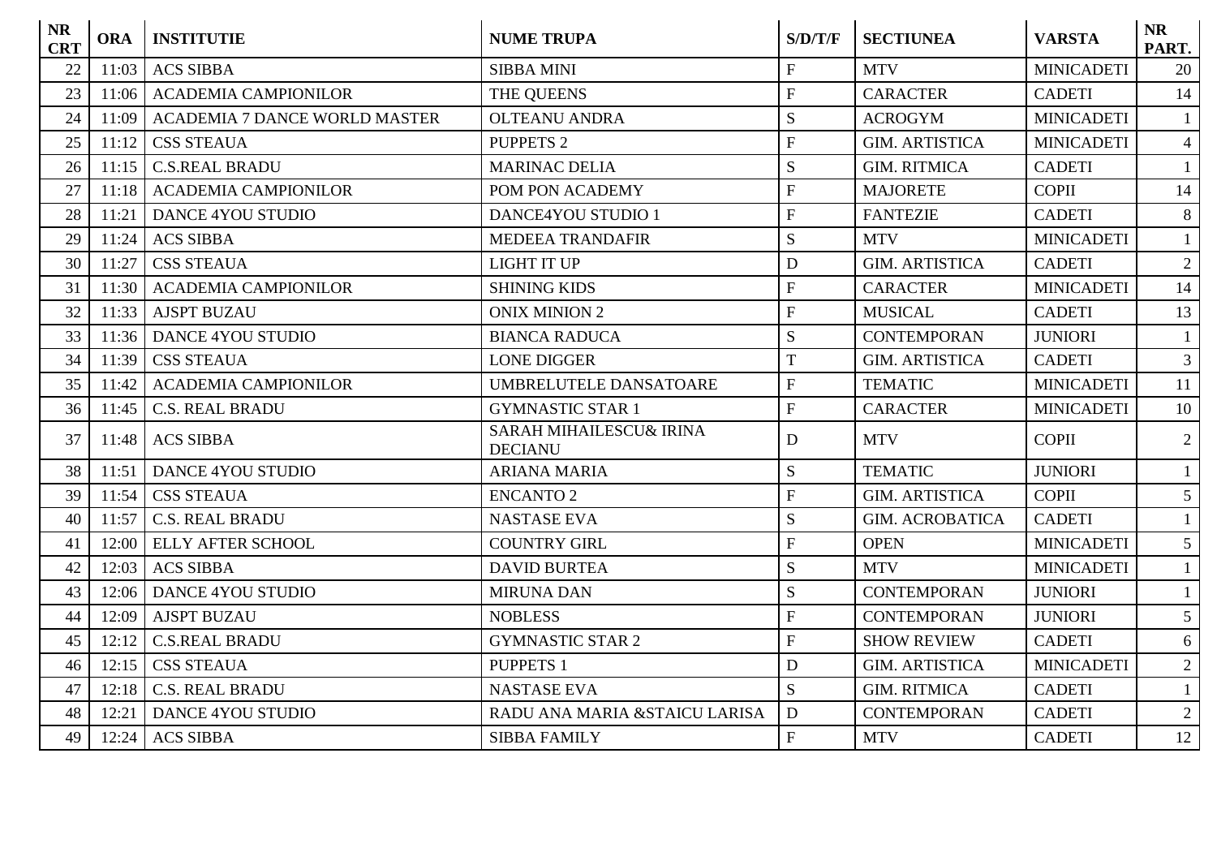| NR CRT | ORA | INSTITUTIE | NUME TRUPA | S/D/T/F | SECTIUNEA | VARSTA | NR PART. |
|---|---|---|---|---|---|---|---|
| 22 | 11:03 | ACS SIBBA | SIBBA MINI | F | MTV | MINICADETI | 20 |
| 23 | 11:06 | ACADEMIA CAMPIONILOR | THE QUEENS | F | CARACTER | CADETI | 14 |
| 24 | 11:09 | ACADEMIA 7 DANCE WORLD MASTER | OLTEANU ANDRA | S | ACROGYM | MINICADETI | 1 |
| 25 | 11:12 | CSS STEAUA | PUPPETS 2 | F | GIM. ARTISTICA | MINICADETI | 4 |
| 26 | 11:15 | C.S.REAL BRADU | MARINAC DELIA | S | GIM. RITMICA | CADETI | 1 |
| 27 | 11:18 | ACADEMIA CAMPIONILOR | POM PON ACADEMY | F | MAJORETE | COPII | 14 |
| 28 | 11:21 | DANCE 4YOU STUDIO | DANCE4YOU STUDIO 1 | F | FANTEZIE | CADETI | 8 |
| 29 | 11:24 | ACS SIBBA | MEDEEA TRANDAFIR | S | MTV | MINICADETI | 1 |
| 30 | 11:27 | CSS STEAUA | LIGHT IT UP | D | GIM. ARTISTICA | CADETI | 2 |
| 31 | 11:30 | ACADEMIA CAMPIONILOR | SHINING KIDS | F | CARACTER | MINICADETI | 14 |
| 32 | 11:33 | AJSPT BUZAU | ONIX MINION 2 | F | MUSICAL | CADETI | 13 |
| 33 | 11:36 | DANCE 4YOU STUDIO | BIANCA RADUCA | S | CONTEMPORAN | JUNIORI | 1 |
| 34 | 11:39 | CSS STEAUA | LONE DIGGER | T | GIM. ARTISTICA | CADETI | 3 |
| 35 | 11:42 | ACADEMIA CAMPIONILOR | UMBRELUTELE DANSATOARE | F | TEMATIC | MINICADETI | 11 |
| 36 | 11:45 | C.S. REAL BRADU | GYMNASTIC STAR 1 | F | CARACTER | MINICADETI | 10 |
| 37 | 11:48 | ACS SIBBA | SARAH MIHAILESCU& IRINA DECIANU | D | MTV | COPII | 2 |
| 38 | 11:51 | DANCE 4YOU STUDIO | ARIANA MARIA | S | TEMATIC | JUNIORI | 1 |
| 39 | 11:54 | CSS STEAUA | ENCANTO 2 | F | GIM. ARTISTICA | COPII | 5 |
| 40 | 11:57 | C.S. REAL BRADU | NASTASE EVA | S | GIM. ACROBATICA | CADETI | 1 |
| 41 | 12:00 | ELLY AFTER SCHOOL | COUNTRY GIRL | F | OPEN | MINICADETI | 5 |
| 42 | 12:03 | ACS SIBBA | DAVID BURTEA | S | MTV | MINICADETI | 1 |
| 43 | 12:06 | DANCE 4YOU STUDIO | MIRUNA DAN | S | CONTEMPORAN | JUNIORI | 1 |
| 44 | 12:09 | AJSPT BUZAU | NOBLESS | F | CONTEMPORAN | JUNIORI | 5 |
| 45 | 12:12 | C.S.REAL BRADU | GYMNASTIC STAR 2 | F | SHOW REVIEW | CADETI | 6 |
| 46 | 12:15 | CSS STEAUA | PUPPETS 1 | D | GIM. ARTISTICA | MINICADETI | 2 |
| 47 | 12:18 | C.S. REAL BRADU | NASTASE EVA | S | GIM. RITMICA | CADETI | 1 |
| 48 | 12:21 | DANCE 4YOU STUDIO | RADU ANA MARIA &STAICU LARISA | D | CONTEMPORAN | CADETI | 2 |
| 49 | 12:24 | ACS SIBBA | SIBBA FAMILY | F | MTV | CADETI | 12 |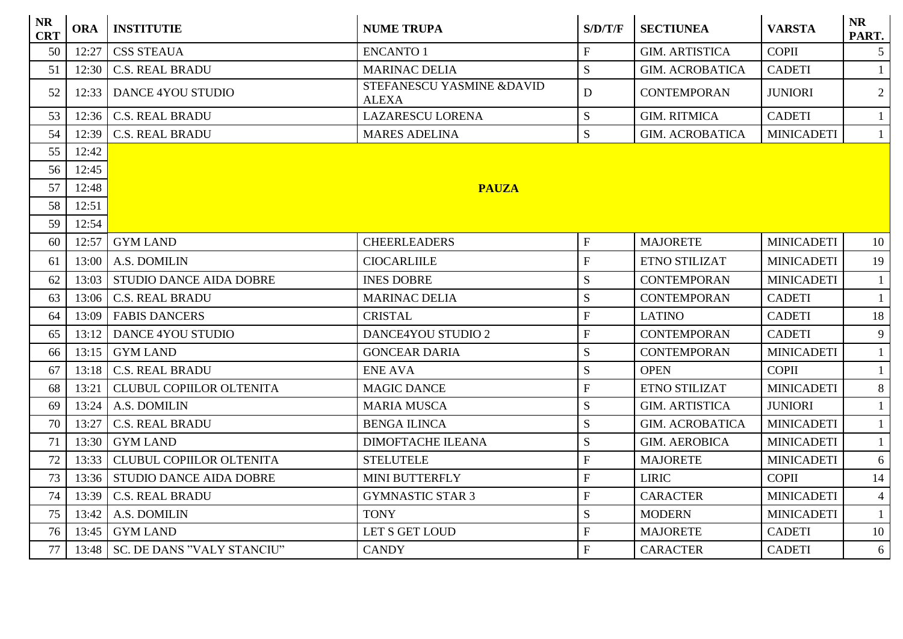| NR CRT | ORA | INSTITUTIE | NUME TRUPA | S/D/T/F | SECTIUNEA | VARSTA | NR PART. |
|---|---|---|---|---|---|---|---|
| 50 | 12:27 | CSS STEAUA | ENCANTO 1 | F | GIM. ARTISTICA | COPII | 5 |
| 51 | 12:30 | C.S. REAL BRADU | MARINAC DELIA | S | GIM. ACROBATICA | CADETI | 1 |
| 52 | 12:33 | DANCE 4YOU STUDIO | STEFANESCU YASMINE &DAVID ALEXA | D | CONTEMPORAN | JUNIORI | 2 |
| 53 | 12:36 | C.S. REAL BRADU | LAZARESCU LORENA | S | GIM. RITMICA | CADETI | 1 |
| 54 | 12:39 | C.S. REAL BRADU | MARES ADELINA | S | GIM. ACROBATICA | MINICADETI | 1 |
| 55 | 12:42 | | | | | | |
| 56 | 12:45 | | | | | | |
| 57 | 12:48 | | **PAUZA** | | | | |
| 58 | 12:51 | | | | | | |
| 59 | 12:54 | | | | | | |
| 60 | 12:57 | GYM LAND | CHEERLEADERS | F | MAJORETE | MINICADETI | 10 |
| 61 | 13:00 | A.S. DOMILIN | CIOCARLIILE | F | ETNO STILIZAT | MINICADETI | 19 |
| 62 | 13:03 | STUDIO DANCE AIDA DOBRE | INES DOBRE | S | CONTEMPORAN | MINICADETI | 1 |
| 63 | 13:06 | C.S. REAL BRADU | MARINAC DELIA | S | CONTEMPORAN | CADETI | 1 |
| 64 | 13:09 | FABIS DANCERS | CRISTAL | F | LATINO | CADETI | 18 |
| 65 | 13:12 | DANCE 4YOU STUDIO | DANCE4YOU STUDIO 2 | F | CONTEMPORAN | CADETI | 9 |
| 66 | 13:15 | GYM LAND | GONCEAR DARIA | S | CONTEMPORAN | MINICADETI | 1 |
| 67 | 13:18 | C.S. REAL BRADU | ENE AVA | S | OPEN | COPII | 1 |
| 68 | 13:21 | CLUBUL COPIILOR OLTENITA | MAGIC DANCE | F | ETNO STILIZAT | MINICADETI | 8 |
| 69 | 13:24 | A.S. DOMILIN | MARIA MUSCA | S | GIM. ARTISTICA | JUNIORI | 1 |
| 70 | 13:27 | C.S. REAL BRADU | BENGA ILINCA | S | GIM. ACROBATICA | MINICADETI | 1 |
| 71 | 13:30 | GYM LAND | DIMOFTACHE ILEANA | S | GIM. AEROBICA | MINICADETI | 1 |
| 72 | 13:33 | CLUBUL COPIILOR OLTENITA | STELUTELE | F | MAJORETE | MINICADETI | 6 |
| 73 | 13:36 | STUDIO DANCE AIDA DOBRE | MINI BUTTERFLY | F | LIRIC | COPII | 14 |
| 74 | 13:39 | C.S. REAL BRADU | GYMNASTIC STAR 3 | F | CARACTER | MINICADETI | 4 |
| 75 | 13:42 | A.S. DOMILIN | TONY | S | MODERN | MINICADETI | 1 |
| 76 | 13:45 | GYM LAND | LET S GET LOUD | F | MAJORETE | CADETI | 10 |
| 77 | 13:48 | SC. DE DANS "VALY STANCIU" | CANDY | F | CARACTER | CADETI | 6 |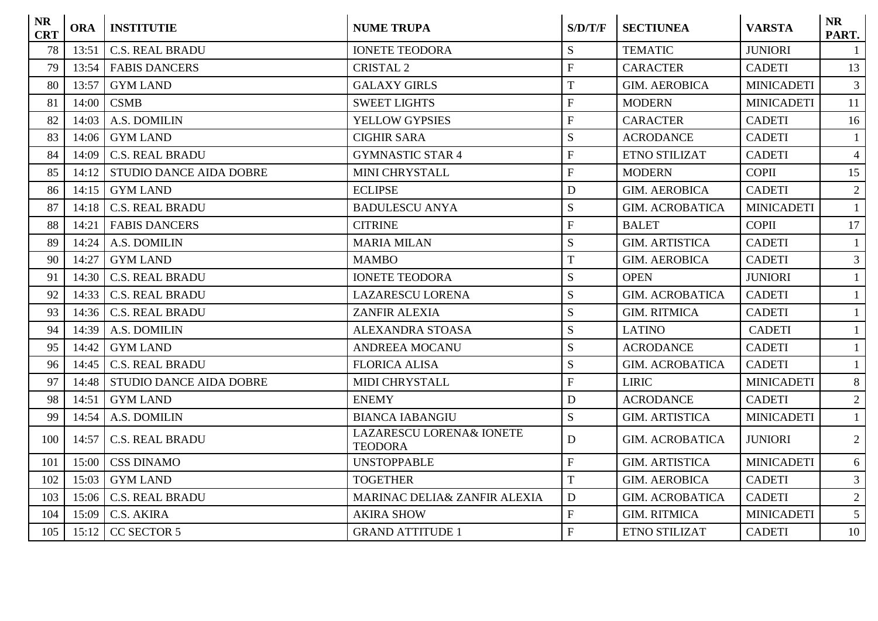| NR CRT | ORA | INSTITUTIE | NUME TRUPA | S/D/T/F | SECTIUNEA | VARSTA | NR PART. |
|---|---|---|---|---|---|---|---|
| 78 | 13:51 | C.S. REAL BRADU | IONETE TEODORA | S | TEMATIC | JUNIORI | 1 |
| 79 | 13:54 | FABIS DANCERS | CRISTAL 2 | F | CARACTER | CADETI | 13 |
| 80 | 13:57 | GYM LAND | GALAXY GIRLS | T | GIM. AEROBICA | MINICADETI | 3 |
| 81 | 14:00 | CSMB | SWEET LIGHTS | F | MODERN | MINICADETI | 11 |
| 82 | 14:03 | A.S. DOMILIN | YELLOW GYPSIES | F | CARACTER | CADETI | 16 |
| 83 | 14:06 | GYM LAND | CIGHIR SARA | S | ACRODANCE | CADETI | 1 |
| 84 | 14:09 | C.S. REAL BRADU | GYMNASTIC STAR 4 | F | ETNO STILIZAT | CADETI | 4 |
| 85 | 14:12 | STUDIO DANCE AIDA DOBRE | MINI CHRYSTALL | F | MODERN | COPII | 15 |
| 86 | 14:15 | GYM LAND | ECLIPSE | D | GIM. AEROBICA | CADETI | 2 |
| 87 | 14:18 | C.S. REAL BRADU | BADULESCU ANYA | S | GIM. ACROBATICA | MINICADETI | 1 |
| 88 | 14:21 | FABIS DANCERS | CITRINE | F | BALET | COPII | 17 |
| 89 | 14:24 | A.S. DOMILIN | MARIA MILAN | S | GIM. ARTISTICA | CADETI | 1 |
| 90 | 14:27 | GYM LAND | MAMBO | T | GIM. AEROBICA | CADETI | 3 |
| 91 | 14:30 | C.S. REAL BRADU | IONETE TEODORA | S | OPEN | JUNIORI | 1 |
| 92 | 14:33 | C.S. REAL BRADU | LAZARESCU LORENA | S | GIM. ACROBATICA | CADETI | 1 |
| 93 | 14:36 | C.S. REAL BRADU | ZANFIR ALEXIA | S | GIM. RITMICA | CADETI | 1 |
| 94 | 14:39 | A.S. DOMILIN | ALEXANDRA STOASA | S | LATINO | CADETI | 1 |
| 95 | 14:42 | GYM LAND | ANDREEA MOCANU | S | ACRODANCE | CADETI | 1 |
| 96 | 14:45 | C.S. REAL BRADU | FLORICA ALISA | S | GIM. ACROBATICA | CADETI | 1 |
| 97 | 14:48 | STUDIO DANCE AIDA DOBRE | MIDI CHRYSTALL | F | LIRIC | MINICADETI | 8 |
| 98 | 14:51 | GYM LAND | ENEMY | D | ACRODANCE | CADETI | 2 |
| 99 | 14:54 | A.S. DOMILIN | BIANCA IABANGIU | S | GIM. ARTISTICA | MINICADETI | 1 |
| 100 | 14:57 | C.S. REAL BRADU | LAZARESCU LORENA& IONETE TEODORA | D | GIM. ACROBATICA | JUNIORI | 2 |
| 101 | 15:00 | CSS DINAMO | UNSTOPPABLE | F | GIM. ARTISTICA | MINICADETI | 6 |
| 102 | 15:03 | GYM LAND | TOGETHER | T | GIM. AEROBICA | CADETI | 3 |
| 103 | 15:06 | C.S. REAL BRADU | MARINAC DELIA& ZANFIR ALEXIA | D | GIM. ACROBATICA | CADETI | 2 |
| 104 | 15:09 | C.S. AKIRA | AKIRA SHOW | F | GIM. RITMICA | MINICADETI | 5 |
| 105 | 15:12 | CC SECTOR 5 | GRAND ATTITUDE 1 | F | ETNO STILIZAT | CADETI | 10 |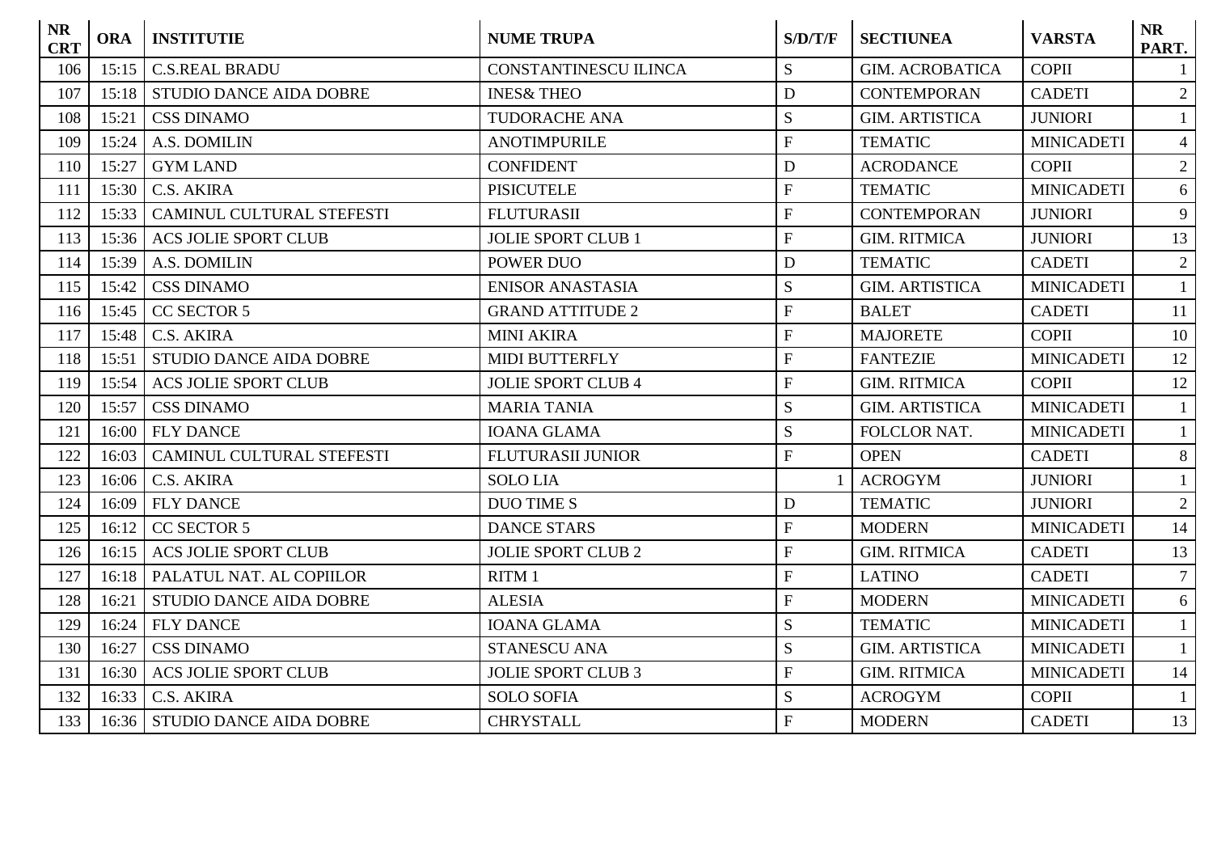| NR CRT | ORA | INSTITUTIE | NUME TRUPA | S/D/T/F | SECTIUNEA | VARSTA | NR PART. |
|---|---|---|---|---|---|---|---|
| 106 | 15:15 | C.S.REAL BRADU | CONSTANTINESCU ILINCA | S | GIM. ACROBATICA | COPII | 1 |
| 107 | 15:18 | STUDIO DANCE AIDA DOBRE | INES& THEO | D | CONTEMPORAN | CADETI | 2 |
| 108 | 15:21 | CSS DINAMO | TUDORACHE ANA | S | GIM. ARTISTICA | JUNIORI | 1 |
| 109 | 15:24 | A.S. DOMILIN | ANOTIMPURILE | F | TEMATIC | MINICADETI | 4 |
| 110 | 15:27 | GYM LAND | CONFIDENT | D | ACRODANCE | COPII | 2 |
| 111 | 15:30 | C.S. AKIRA | PISICUTELE | F | TEMATIC | MINICADETI | 6 |
| 112 | 15:33 | CAMINUL CULTURAL STEFESTI | FLUTURASII | F | CONTEMPORAN | JUNIORI | 9 |
| 113 | 15:36 | ACS JOLIE SPORT CLUB | JOLIE SPORT CLUB 1 | F | GIM. RITMICA | JUNIORI | 13 |
| 114 | 15:39 | A.S. DOMILIN | POWER DUO | D | TEMATIC | CADETI | 2 |
| 115 | 15:42 | CSS DINAMO | ENISOR ANASTASIA | S | GIM. ARTISTICA | MINICADETI | 1 |
| 116 | 15:45 | CC SECTOR 5 | GRAND ATTITUDE 2 | F | BALET | CADETI | 11 |
| 117 | 15:48 | C.S. AKIRA | MINI AKIRA | F | MAJORETE | COPII | 10 |
| 118 | 15:51 | STUDIO DANCE AIDA DOBRE | MIDI BUTTERFLY | F | FANTEZIE | MINICADETI | 12 |
| 119 | 15:54 | ACS JOLIE SPORT CLUB | JOLIE SPORT CLUB 4 | F | GIM. RITMICA | COPII | 12 |
| 120 | 15:57 | CSS DINAMO | MARIA TANIA | S | GIM. ARTISTICA | MINICADETI | 1 |
| 121 | 16:00 | FLY DANCE | IOANA GLAMA | S | FOLCLOR NAT. | MINICADETI | 1 |
| 122 | 16:03 | CAMINUL CULTURAL STEFESTI | FLUTURASII JUNIOR | F | OPEN | CADETI | 8 |
| 123 | 16:06 | C.S. AKIRA | SOLO LIA | 1 | ACROGYM | JUNIORI | 1 |
| 124 | 16:09 | FLY DANCE | DUO TIME S | D | TEMATIC | JUNIORI | 2 |
| 125 | 16:12 | CC SECTOR 5 | DANCE STARS | F | MODERN | MINICADETI | 14 |
| 126 | 16:15 | ACS JOLIE SPORT CLUB | JOLIE SPORT CLUB 2 | F | GIM. RITMICA | CADETI | 13 |
| 127 | 16:18 | PALATUL NAT. AL COPIILOR | RITM 1 | F | LATINO | CADETI | 7 |
| 128 | 16:21 | STUDIO DANCE AIDA DOBRE | ALESIA | F | MODERN | MINICADETI | 6 |
| 129 | 16:24 | FLY DANCE | IOANA GLAMA | S | TEMATIC | MINICADETI | 1 |
| 130 | 16:27 | CSS DINAMO | STANESCU ANA | S | GIM. ARTISTICA | MINICADETI | 1 |
| 131 | 16:30 | ACS JOLIE SPORT CLUB | JOLIE SPORT CLUB 3 | F | GIM. RITMICA | MINICADETI | 14 |
| 132 | 16:33 | C.S. AKIRA | SOLO SOFIA | S | ACROGYM | COPII | 1 |
| 133 | 16:36 | STUDIO DANCE AIDA DOBRE | CHRYSTALL | F | MODERN | CADETI | 13 |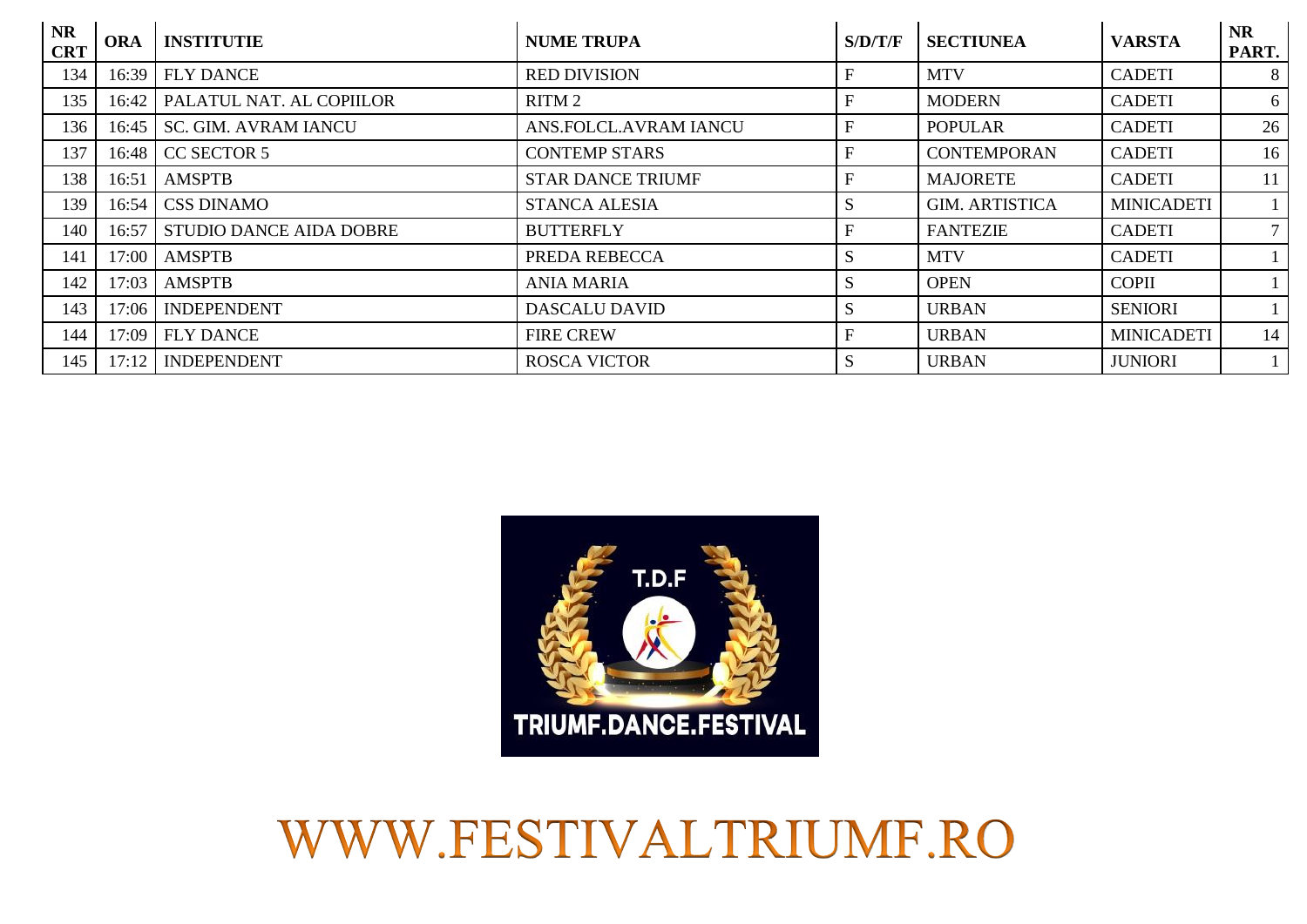| NR CRT | ORA | INSTITUTIE | NUME TRUPA | S/D/T/F | SECTIUNEA | VARSTA | NR PART. |
|---|---|---|---|---|---|---|---|
| 134 | 16:39 | FLY DANCE | RED DIVISION | F | MTV | CADETI | 8 |
| 135 | 16:42 | PALATUL NAT. AL COPIILOR | RITM 2 | F | MODERN | CADETI | 6 |
| 136 | 16:45 | SC. GIM. AVRAM IANCU | ANS.FOLCL.AVRAM IANCU | F | POPULAR | CADETI | 26 |
| 137 | 16:48 | CC SECTOR 5 | CONTEMP STARS | F | CONTEMPORAN | CADETI | 16 |
| 138 | 16:51 | AMSPTB | STAR DANCE TRIUMF | F | MAJORETE | CADETI | 11 |
| 139 | 16:54 | CSS DINAMO | STANCA ALESIA | S | GIM. ARTISTICA | MINICADETI | 1 |
| 140 | 16:57 | STUDIO DANCE AIDA DOBRE | BUTTERFLY | F | FANTEZIE | CADETI | 7 |
| 141 | 17:00 | AMSPTB | PREDA REBECCA | S | MTV | CADETI | 1 |
| 142 | 17:03 | AMSPTB | ANIA MARIA | S | OPEN | COPII | 1 |
| 143 | 17:06 | INDEPENDENT | DASCALU DAVID | S | URBAN | SENIORI | 1 |
| 144 | 17:09 | FLY DANCE | FIRE CREW | F | URBAN | MINICADETI | 14 |
| 145 | 17:12 | INDEPENDENT | ROSCA VICTOR | S | URBAN | JUNIORI | 1 |

T.D.F

TRIUMF.DANCE.FESTIVAL

WWW.FESTIVALTRIUMF.RO